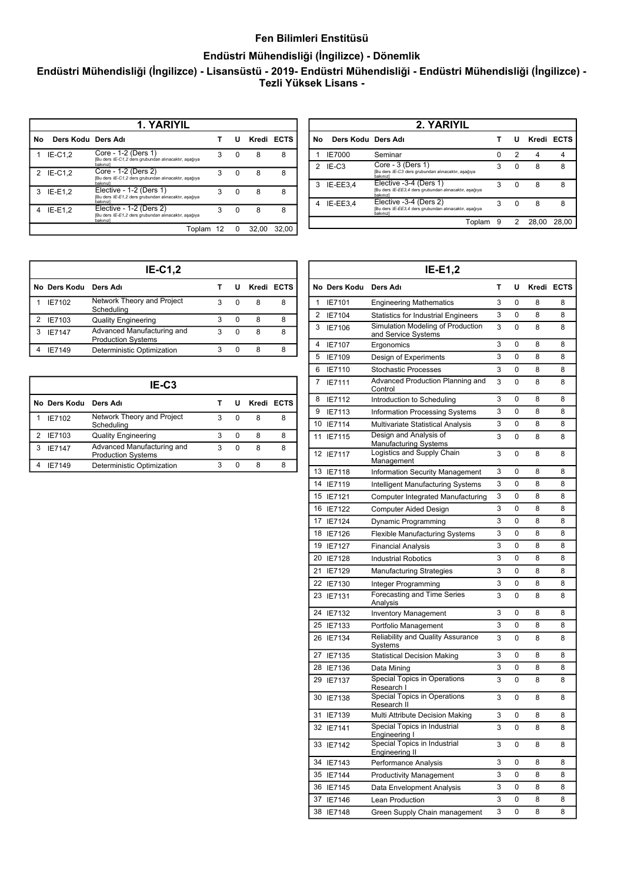### Fen Bilimleri Enstitüsü

### Endüstri Mühendisliği (İngilizce) - Dönemlik

### Endüstri Mühendisliği (İngilizce) - Lisansüstü - 2019- Endüstri Mühendisliği - Endüstri Mühendisliği (İngilizce) - Tezli Yüksek Lisans -

#### 1. YARIYIL

| No | Ders Kodu | Ders Adı | T | U | Kredi | ECTS |
|---|---|---|---|---|---|---|
| 1 | IE-C1,2 | Core - 1-2 (Ders 1) [Bu ders IE-C1,2 ders grubundan alınacaktır, aşağıya bakınız] | 3 | 0 | 8 | 8 |
| 2 | IE-C1,2 | Core - 1-2 (Ders 2) [Bu ders IE-C1,2 ders grubundan alınacaktır, aşağıya bakınız] | 3 | 0 | 8 | 8 |
| 3 | IE-E1,2 | Elective - 1-2 (Ders 1) [Bu ders IE-E1,2 ders grubundan alınacaktır, aşağıya bakınız] | 3 | 0 | 8 | 8 |
| 4 | IE-E1,2 | Elective - 1-2 (Ders 2) [Bu ders IE-E1,2 ders grubundan alınacaktır, aşağıya bakınız] | 3 | 0 | 8 | 8 |
| | | Toplam | 12 | 0 | 32,00 | 32,00 |

#### 2. YARIYIL

| No | Ders Kodu | Ders Adı | T | U | Kredi | ECTS |
|---|---|---|---|---|---|---|
| 1 | IE7000 | Seminar | 0 | 2 | 4 | 4 |
| 2 | IE-C3 | Core - 3 (Ders 1) [Bu ders IE-C3 ders grubundan alınacaktır, aşağıya bakınız] | 3 | 0 | 8 | 8 |
| 3 | IE-EE3,4 | Elective -3-4 (Ders 1) [Bu ders IE-EE3,4 ders grubundan alınacaktır, aşağıya bakınız] | 3 | 0 | 8 | 8 |
| 4 | IE-EE3,4 | Elective -3-4 (Ders 2) [Bu ders IE-EE3,4 ders grubundan alınacaktır, aşağıya bakınız] | 3 | 0 | 8 | 8 |
| | | Toplam | 9 | 2 | 28,00 | 28,00 |

#### IE-C1,2

| No | Ders Kodu | Ders Adı | T | U | Kredi | ECTS |
|---|---|---|---|---|---|---|
| 1 | IE7102 | Network Theory and Project Scheduling | 3 | 0 | 8 | 8 |
| 2 | IE7103 | Quality Engineering | 3 | 0 | 8 | 8 |
| 3 | IE7147 | Advanced Manufacturing and Production Systems | 3 | 0 | 8 | 8 |
| 4 | IE7149 | Deterministic Optimization | 3 | 0 | 8 | 8 |

#### IE-C3

| No | Ders Kodu | Ders Adı | T | U | Kredi | ECTS |
|---|---|---|---|---|---|---|
| 1 | IE7102 | Network Theory and Project Scheduling | 3 | 0 | 8 | 8 |
| 2 | IE7103 | Quality Engineering | 3 | 0 | 8 | 8 |
| 3 | IE7147 | Advanced Manufacturing and Production Systems | 3 | 0 | 8 | 8 |
| 4 | IE7149 | Deterministic Optimization | 3 | 0 | 8 | 8 |

#### IE-E1,2

| No | Ders Kodu | Ders Adı | T | U | Kredi | ECTS |
|---|---|---|---|---|---|---|
| 1 | IE7101 | Engineering Mathematics | 3 | 0 | 8 | 8 |
| 2 | IE7104 | Statistics for Industrial Engineers | 3 | 0 | 8 | 8 |
| 3 | IE7106 | Simulation Modeling of Production and Service Systems | 3 | 0 | 8 | 8 |
| 4 | IE7107 | Ergonomics | 3 | 0 | 8 | 8 |
| 5 | IE7109 | Design of Experiments | 3 | 0 | 8 | 8 |
| 6 | IE7110 | Stochastic Processes | 3 | 0 | 8 | 8 |
| 7 | IE7111 | Advanced Production Planning and Control | 3 | 0 | 8 | 8 |
| 8 | IE7112 | Introduction to Scheduling | 3 | 0 | 8 | 8 |
| 9 | IE7113 | Information Processing Systems | 3 | 0 | 8 | 8 |
| 10 | IE7114 | Multivariate Statistical Analysis | 3 | 0 | 8 | 8 |
| 11 | IE7115 | Design and Analysis of Manufacturing Systems | 3 | 0 | 8 | 8 |
| 12 | IE7117 | Logistics and Supply Chain Management | 3 | 0 | 8 | 8 |
| 13 | IE7118 | Information Security Management | 3 | 0 | 8 | 8 |
| 14 | IE7119 | Intelligent Manufacturing Systems | 3 | 0 | 8 | 8 |
| 15 | IE7121 | Computer Integrated Manufacturing | 3 | 0 | 8 | 8 |
| 16 | IE7122 | Computer Aided Design | 3 | 0 | 8 | 8 |
| 17 | IE7124 | Dynamic Programming | 3 | 0 | 8 | 8 |
| 18 | IE7126 | Flexible Manufacturing Systems | 3 | 0 | 8 | 8 |
| 19 | IE7127 | Financial Analysis | 3 | 0 | 8 | 8 |
| 20 | IE7128 | Industrial Robotics | 3 | 0 | 8 | 8 |
| 21 | IE7129 | Manufacturing Strategies | 3 | 0 | 8 | 8 |
| 22 | IE7130 | Integer Programming | 3 | 0 | 8 | 8 |
| 23 | IE7131 | Forecasting and Time Series Analysis | 3 | 0 | 8 | 8 |
| 24 | IE7132 | Inventory Management | 3 | 0 | 8 | 8 |
| 25 | IE7133 | Portfolio Management | 3 | 0 | 8 | 8 |
| 26 | IE7134 | Reliability and Quality Assurance Systems | 3 | 0 | 8 | 8 |
| 27 | IE7135 | Statistical Decision Making | 3 | 0 | 8 | 8 |
| 28 | IE7136 | Data Mining | 3 | 0 | 8 | 8 |
| 29 | IE7137 | Special Topics in Operations Research I | 3 | 0 | 8 | 8 |
| 30 | IE7138 | Special Topics in Operations Research II | 3 | 0 | 8 | 8 |
| 31 | IE7139 | Multi Attribute Decision Making | 3 | 0 | 8 | 8 |
| 32 | IE7141 | Special Topics in Industrial Engineering I | 3 | 0 | 8 | 8 |
| 33 | IE7142 | Special Topics in Industrial Engineering II | 3 | 0 | 8 | 8 |
| 34 | IE7143 | Performance Analysis | 3 | 0 | 8 | 8 |
| 35 | IE7144 | Productivity Management | 3 | 0 | 8 | 8 |
| 36 | IE7145 | Data Envelopment Analysis | 3 | 0 | 8 | 8 |
| 37 | IE7146 | Lean Production | 3 | 0 | 8 | 8 |
| 38 | IE7148 | Green Supply Chain management | 3 | 0 | 8 | 8 |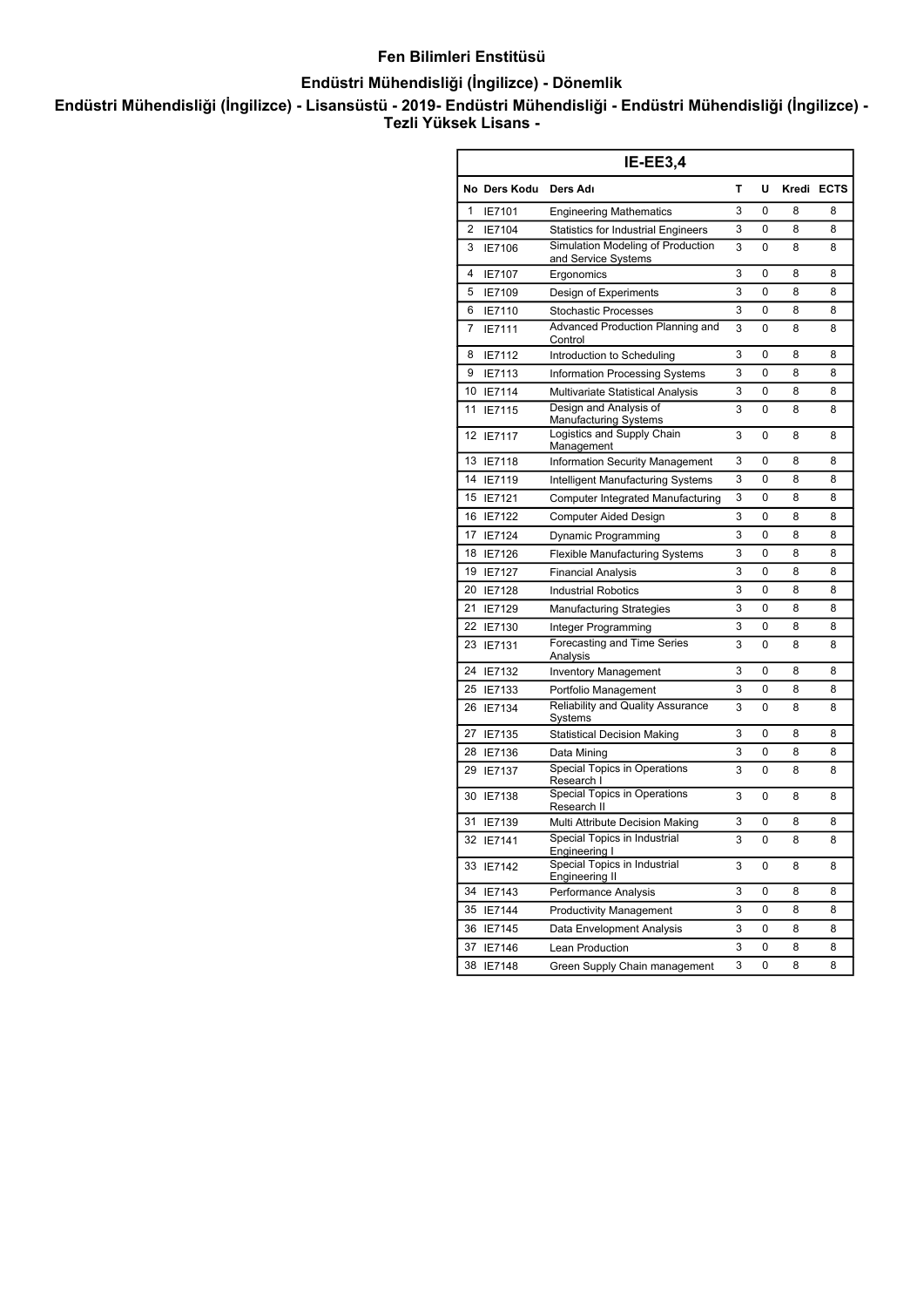**Fen Bilimleri Enstitüsü**

**Endüstri Mühendisliği (İngilizce) - Dönemlik**

**Endüstri Mühendisliği (İngilizce) - Lisansüstü - 2019- Endüstri Mühendisliği - Endüstri Mühendisliği (İngilizce) - Tezli Yüksek Lisans -**

**IE-EE3,4**

| No | Ders Kodu | Ders Adı | T | U | Kredi | ECTS |
|---|---|---|---|---|---|---|
| 1 | IE7101 | Engineering Mathematics | 3 | 0 | 8 | 8 |
| 2 | IE7104 | Statistics for Industrial Engineers | 3 | 0 | 8 | 8 |
| 3 | IE7106 | Simulation Modeling of Production and Service Systems | 3 | 0 | 8 | 8 |
| 4 | IE7107 | Ergonomics | 3 | 0 | 8 | 8 |
| 5 | IE7109 | Design of Experiments | 3 | 0 | 8 | 8 |
| 6 | IE7110 | Stochastic Processes | 3 | 0 | 8 | 8 |
| 7 | IE7111 | Advanced Production Planning and Control | 3 | 0 | 8 | 8 |
| 8 | IE7112 | Introduction to Scheduling | 3 | 0 | 8 | 8 |
| 9 | IE7113 | Information Processing Systems | 3 | 0 | 8 | 8 |
| 10 | IE7114 | Multivariate Statistical Analysis | 3 | 0 | 8 | 8 |
| 11 | IE7115 | Design and Analysis of Manufacturing Systems | 3 | 0 | 8 | 8 |
| 12 | IE7117 | Logistics and Supply Chain Management | 3 | 0 | 8 | 8 |
| 13 | IE7118 | Information Security Management | 3 | 0 | 8 | 8 |
| 14 | IE7119 | Intelligent Manufacturing Systems | 3 | 0 | 8 | 8 |
| 15 | IE7121 | Computer Integrated Manufacturing | 3 | 0 | 8 | 8 |
| 16 | IE7122 | Computer Aided Design | 3 | 0 | 8 | 8 |
| 17 | IE7124 | Dynamic Programming | 3 | 0 | 8 | 8 |
| 18 | IE7126 | Flexible Manufacturing Systems | 3 | 0 | 8 | 8 |
| 19 | IE7127 | Financial Analysis | 3 | 0 | 8 | 8 |
| 20 | IE7128 | Industrial Robotics | 3 | 0 | 8 | 8 |
| 21 | IE7129 | Manufacturing Strategies | 3 | 0 | 8 | 8 |
| 22 | IE7130 | Integer Programming | 3 | 0 | 8 | 8 |
| 23 | IE7131 | Forecasting and Time Series Analysis | 3 | 0 | 8 | 8 |
| 24 | IE7132 | Inventory Management | 3 | 0 | 8 | 8 |
| 25 | IE7133 | Portfolio Management | 3 | 0 | 8 | 8 |
| 26 | IE7134 | Reliability and Quality Assurance Systems | 3 | 0 | 8 | 8 |
| 27 | IE7135 | Statistical Decision Making | 3 | 0 | 8 | 8 |
| 28 | IE7136 | Data Mining | 3 | 0 | 8 | 8 |
| 29 | IE7137 | Special Topics in Operations Research I | 3 | 0 | 8 | 8 |
| 30 | IE7138 | Special Topics in Operations Research II | 3 | 0 | 8 | 8 |
| 31 | IE7139 | Multi Attribute Decision Making | 3 | 0 | 8 | 8 |
| 32 | IE7141 | Special Topics in Industrial Engineering I | 3 | 0 | 8 | 8 |
| 33 | IE7142 | Special Topics in Industrial Engineering II | 3 | 0 | 8 | 8 |
| 34 | IE7143 | Performance Analysis | 3 | 0 | 8 | 8 |
| 35 | IE7144 | Productivity Management | 3 | 0 | 8 | 8 |
| 36 | IE7145 | Data Envelopment Analysis | 3 | 0 | 8 | 8 |
| 37 | IE7146 | Lean Production | 3 | 0 | 8 | 8 |
| 38 | IE7148 | Green Supply Chain management | 3 | 0 | 8 | 8 |